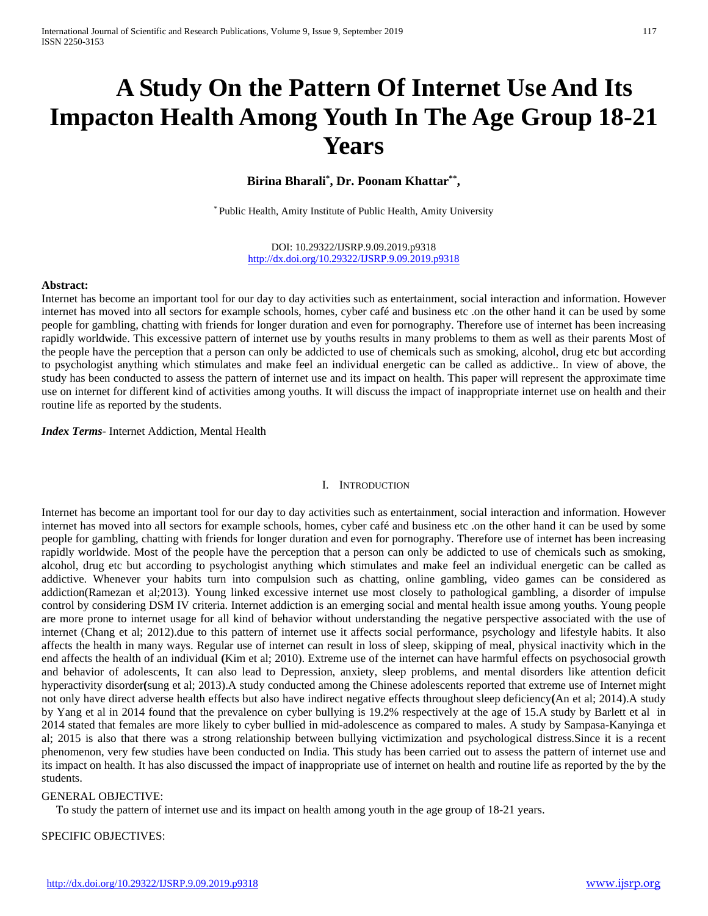# A Study On the Pattern Of Internet Use And Its Impacton Health Among Youth In The Age Group 18-21 Years

**Birina Bharali[*], Dr. Poonam Khattar[**],**

[*] Public Health, Amity Institute of Public Health, Amity University

DOI: 10.29322/IJSRP.9.09.2019.p9318
http://dx.doi.org/10.29322/IJSRP.9.09.2019.p9318

**Abstract:**
Internet has become an important tool for our day to day activities such as entertainment, social interaction and information. However internet has moved into all sectors for example schools, homes, cyber café and business etc .on the other hand it can be used by some people for gambling, chatting with friends for longer duration and even for pornography. Therefore use of internet has been increasing rapidly worldwide. This excessive pattern of internet use by youths results in many problems to them as well as their parents Most of the people have the perception that a person can only be addicted to use of chemicals such as smoking, alcohol, drug etc but according to psychologist anything which stimulates and make feel an individual energetic can be called as addictive.. In view of above, the study has been conducted to assess the pattern of internet use and its impact on health. This paper will represent the approximate time use on internet for different kind of activities among youths. It will discuss the impact of inappropriate internet use on health and their routine life as reported by the students.

***Index Terms***- Internet Addiction, Mental Health

## I. Introduction

Internet has become an important tool for our day to day activities such as entertainment, social interaction and information. However internet has moved into all sectors for example schools, homes, cyber café and business etc .on the other hand it can be used by some people for gambling, chatting with friends for longer duration and even for pornography. Therefore use of internet has been increasing rapidly worldwide. Most of the people have the perception that a person can only be addicted to use of chemicals such as smoking, alcohol, drug etc but according to psychologist anything which stimulates and make feel an individual energetic can be called as addictive. Whenever your habits turn into compulsion such as chatting, online gambling, video games can be considered as addiction(Ramezan et al;2013). Young linked excessive internet use most closely to pathological gambling, a disorder of impulse control by considering DSM IV criteria. Internet addiction is an emerging social and mental health issue among youths. Young people are more prone to internet usage for all kind of behavior without understanding the negative perspective associated with the use of internet (Chang et al; 2012).due to this pattern of internet use it affects social performance, psychology and lifestyle habits. It also affects the health in many ways. Regular use of internet can result in loss of sleep, skipping of meal, physical inactivity which in the end affects the health of an individual **(**Kim et al; 2010). Extreme use of the internet can have harmful effects on psychosocial growth and behavior of adolescents, It can also lead to Depression, anxiety, sleep problems, and mental disorders like attention deficit hyperactivity disorder**(**sung et al; 2013).A study conducted among the Chinese adolescents reported that extreme use of Internet might not only have direct adverse health effects but also have indirect negative effects throughout sleep deficiency**(**An et al; 2014).A study by Yang et al in 2014 found that the prevalence on cyber bullying is 19.2% respectively at the age of 15.A study by Barlett et al in 2014 stated that females are more likely to cyber bullied in mid-adolescence as compared to males. A study by Sampasa-Kanyinga et al; 2015 is also that there was a strong relationship between bullying victimization and psychological distress.Since it is a recent phenomenon, very few studies have been conducted on India. This study has been carried out to assess the pattern of internet use and its impact on health. It has also discussed the impact of inappropriate use of internet on health and routine life as reported by the by the students.

GENERAL OBJECTIVE:

To study the pattern of internet use and its impact on health among youth in the age group of 18-21 years.

SPECIFIC OBJECTIVES: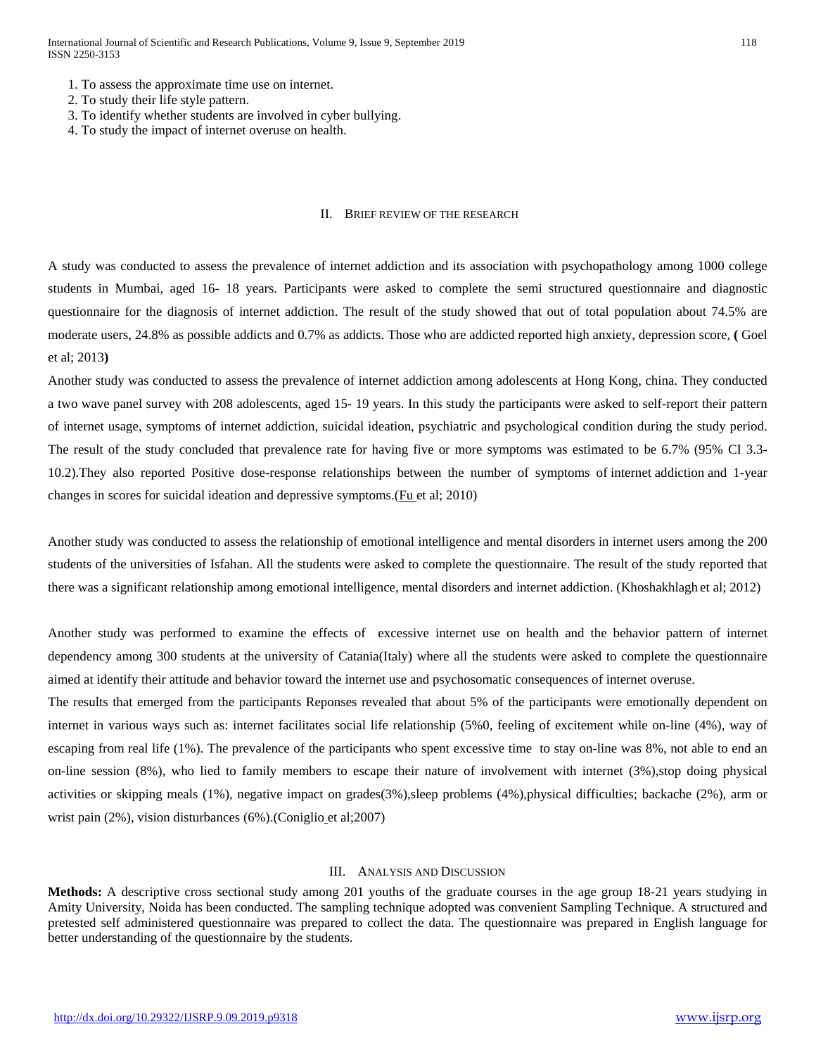1. To assess the approximate time use on internet.
2. To study their life style pattern.
3. To identify whether students are involved in cyber bullying.
4. To study the impact of internet overuse on health.

## II. Brief review of the research

A study was conducted to assess the prevalence of internet addiction and its association with psychopathology among 1000 college students in Mumbai, aged 16- 18 years. Participants were asked to complete the semi structured questionnaire and diagnostic questionnaire for the diagnosis of internet addiction. The result of the study showed that out of total population about 74.5% are moderate users, 24.8% as possible addicts and 0.7% as addicts. Those who are addicted reported high anxiety, depression score, **(** Goel et al; 2013**)**

Another study was conducted to assess the prevalence of internet addiction among adolescents at Hong Kong, china. They conducted a two wave panel survey with 208 adolescents, aged 15- 19 years. In this study the participants were asked to self-report their pattern of internet usage, symptoms of internet addiction, suicidal ideation, psychiatric and psychological condition during the study period. The result of the study concluded that prevalence rate for having five or more symptoms was estimated to be 6.7% (95% CI 3.3-10.2).They also reported Positive dose-response relationships between the number of symptoms of internet addiction and 1-year changes in scores for suicidal ideation and depressive symptoms.(Fu et al; 2010)

Another study was conducted to assess the relationship of emotional intelligence and mental disorders in internet users among the 200 students of the universities of Isfahan. All the students were asked to complete the questionnaire. The result of the study reported that there was a significant relationship among emotional intelligence, mental disorders and internet addiction. (Khoshakhlagh et al; 2012)

Another study was performed to examine the effects of excessive internet use on health and the behavior pattern of internet dependency among 300 students at the university of Catania(Italy) where all the students were asked to complete the questionnaire aimed at identify their attitude and behavior toward the internet use and psychosomatic consequences of internet overuse.

The results that emerged from the participants Reponses revealed that about 5% of the participants were emotionally dependent on internet in various ways such as: internet facilitates social life relationship (5%0, feeling of excitement while on-line (4%), way of escaping from real life (1%). The prevalence of the participants who spent excessive time to stay on-line was 8%, not able to end an on-line session (8%), who lied to family members to escape their nature of involvement with internet (3%),stop doing physical activities or skipping meals (1%), negative impact on grades(3%),sleep problems (4%),physical difficulties; backache (2%), arm or wrist pain (2%), vision disturbances (6%).(Coniglio et al;2007)

## III. Analysis and Discussion

**Methods:** A descriptive cross sectional study among 201 youths of the graduate courses in the age group 18-21 years studying in Amity University, Noida has been conducted. The sampling technique adopted was convenient Sampling Technique. A structured and pretested self administered questionnaire was prepared to collect the data. The questionnaire was prepared in English language for better understanding of the questionnaire by the students.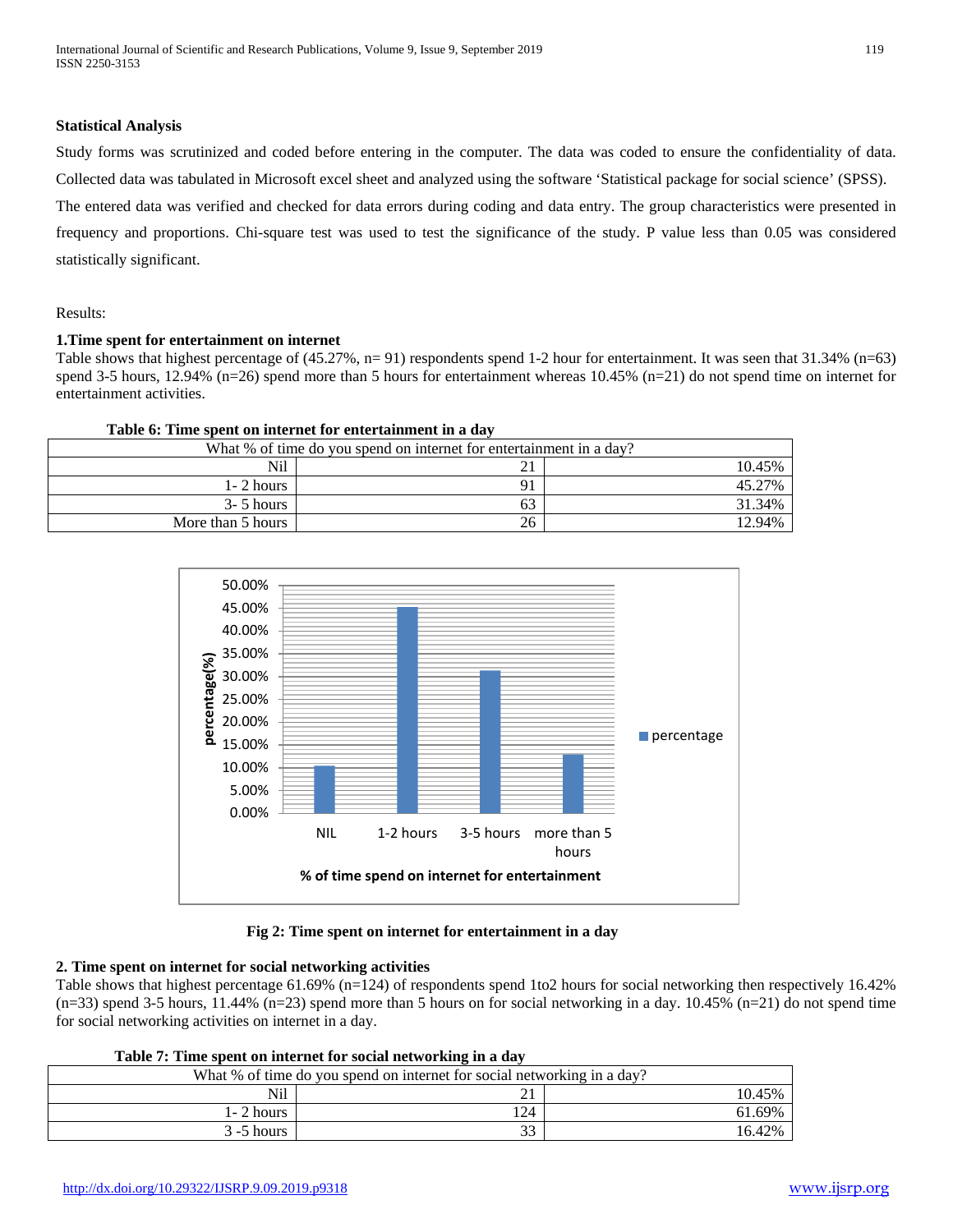**Statistical Analysis**

Study forms was scrutinized and coded before entering in the computer. The data was coded to ensure the confidentiality of data. Collected data was tabulated in Microsoft excel sheet and analyzed using the software 'Statistical package for social science' (SPSS). The entered data was verified and checked for data errors during coding and data entry. The group characteristics were presented in frequency and proportions. Chi-square test was used to test the significance of the study. P value less than 0.05 was considered statistically significant.

Results:

**1.Time spent for entertainment on internet**

Table shows that highest percentage of (45.27%, n= 91) respondents spend 1-2 hour for entertainment. It was seen that 31.34% (n=63) spend 3-5 hours, 12.94% (n=26) spend more than 5 hours for entertainment whereas 10.45% (n=21) do not spend time on internet for entertainment activities.

**Table 6: Time spent on internet for entertainment in a day**

| What % of time do you spend on internet for entertainment in a day? | | |
|---|---|---|
| Nil | 21 | 10.45% |
| 1- 2 hours | 91 | 45.27% |
| 3- 5 hours | 63 | 31.34% |
| More than 5 hours | 26 | 12.94% |

**Fig 2: Time spent on internet for entertainment in a day**

**2. Time spent on internet for social networking activities**

Table shows that highest percentage 61.69% (n=124) of respondents spend 1to2 hours for social networking then respectively 16.42% (n=33) spend 3-5 hours, 11.44% (n=23) spend more than 5 hours on for social networking in a day. 10.45% (n=21) do not spend time for social networking activities on internet in a day.

**Table 7: Time spent on internet for social networking in a day**

| What % of time do you spend on internet for social networking in a day? | | |
|---|---|---|
| Nil | 21 | 10.45% |
| 1- 2 hours | 124 | 61.69% |
| 3 -5 hours | 33 | 16.42% |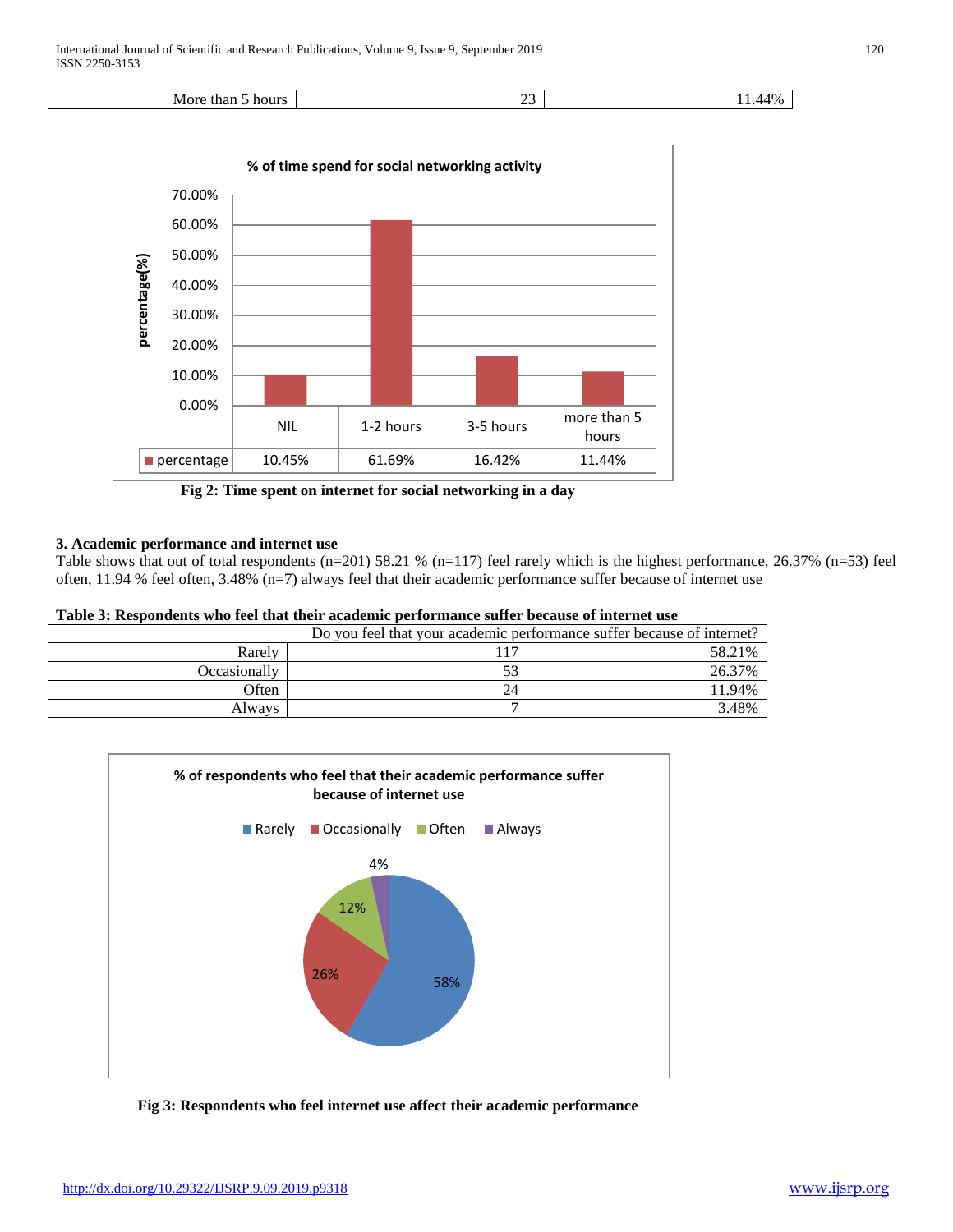| More than 5 hours | 23 | 11.44% |
|---|---|---|

Fig 2: Time spent on internet for social networking in a day

**3. Academic performance and internet use**

Table shows that out of total respondents (n=201) 58.21 % (n=117) feel rarely which is the highest performance, 26.37% (n=53) feel often, 11.94 % feel often, 3.48% (n=7) always feel that their academic performance suffer because of internet use

**Table 3: Respondents who feel that their academic performance suffer because of internet use**

| Do you feel that your academic performance suffer because of internet? | | |
|---|---|---|
| Rarely | 117 | 58.21% |
| Occasionally | 53 | 26.37% |
| Often | 24 | 11.94% |
| Always | 7 | 3.48% |

Fig 3: Respondents who feel internet use affect their academic performance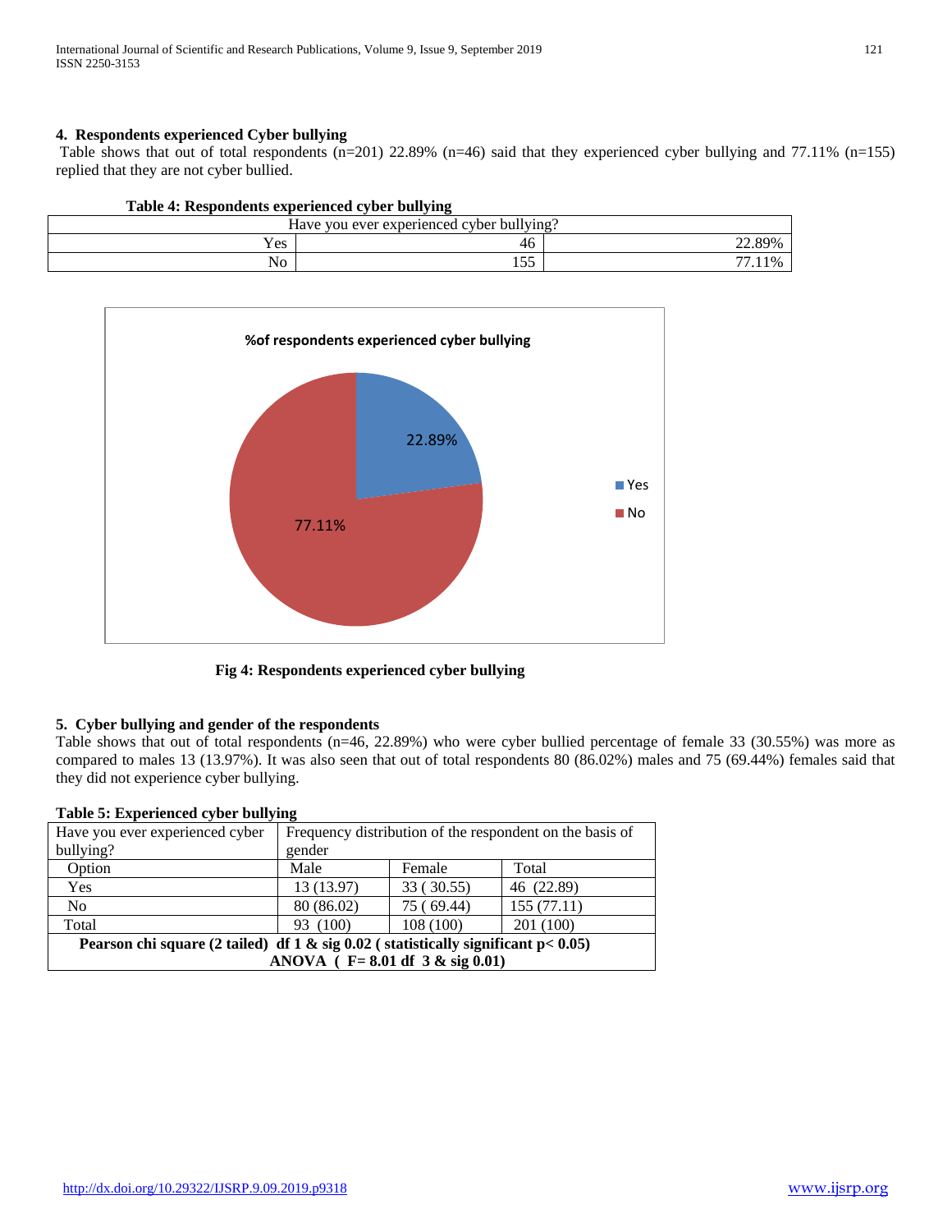#### 4. Respondents experienced Cyber bullying

Table shows that out of total respondents (n=201) 22.89% (n=46) said that they experienced cyber bullying and 77.11% (n=155) replied that they are not cyber bullied.

**Table 4: Respondents experienced cyber bullying**

| Have you ever experienced cyber bullying? | | |
|---|---|---|
| Yes | 46 | 22.89% |
| No | 155 | 77.11% |

**Fig 4: Respondents experienced cyber bullying**

#### 5. Cyber bullying and gender of the respondents

Table shows that out of total respondents (n=46, 22.89%) who were cyber bullied percentage of female 33 (30.55%) was more as compared to males 13 (13.97%). It was also seen that out of total respondents 80 (86.02%) males and 75 (69.44%) females said that they did not experience cyber bullying.

**Table 5: Experienced cyber bullying**

| Have you ever experienced cyber bullying? | Frequency distribution of the respondent on the basis of gender | | |
|---|---|---|---|
| Option | Male | Female | Total |
| Yes | 13 (13.97) | 33 ( 30.55) | 46 (22.89) |
| No | 80 (86.02) | 75 ( 69.44) | 155 (77.11) |
| Total | 93 (100) | 108 (100) | 201 (100) |
| **Pearson chi square (2 tailed) df 1 & sig 0.02 ( statistically significant $p< 0.05$)** | | | |
| **ANOVA ( F= 8.01 df 3 & sig 0.01)** | | | |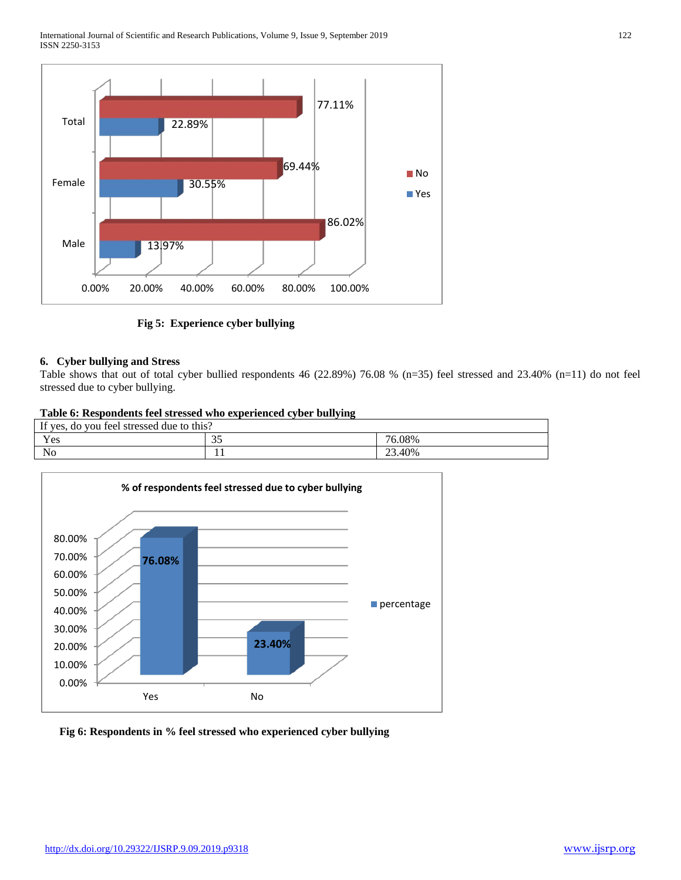Fig 5: Experience cyber bullying

**6. Cyber bullying and Stress**

Table shows that out of total cyber bullied respondents 46 (22.89%) 76.08 % (n=35) feel stressed and 23.40% (n=11) do not feel stressed due to cyber bullying.

**Table 6: Respondents feel stressed who experienced cyber bullying**

| If yes, do you feel stressed due to this? | | |
|---|---|---|
| Yes | 35 | 76.08% |
| No | 11 | 23.40% |

Fig 6: Respondents in % feel stressed who experienced cyber bullying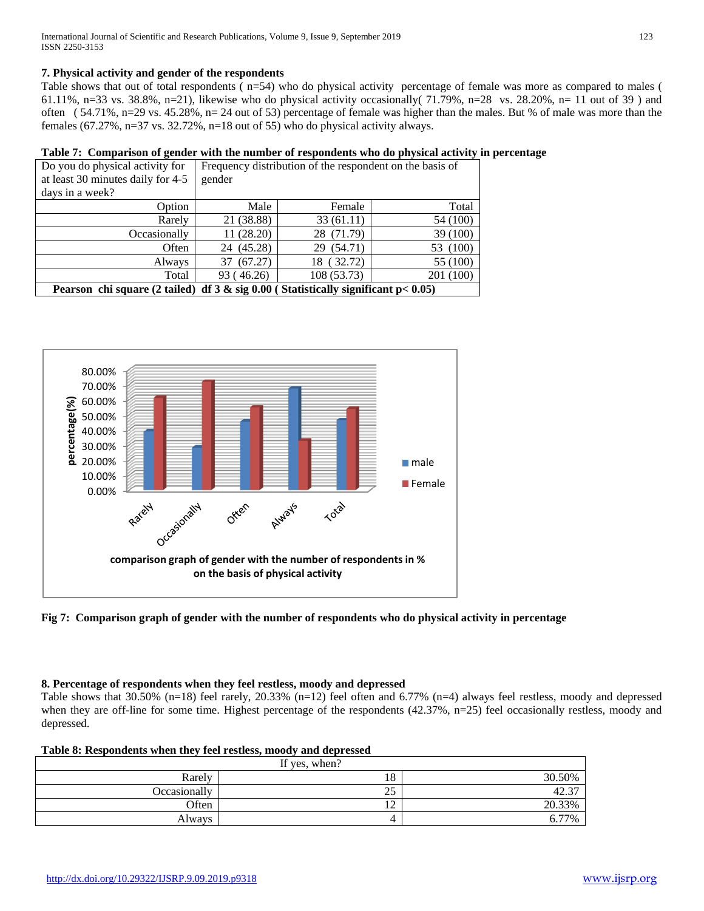### 7. Physical activity and gender of the respondents

Table shows that out of total respondents ( n=54) who do physical activity percentage of female was more as compared to males ( 61.11%, n=33 vs. 38.8%, n=21), likewise who do physical activity occasionally( 71.79%, n=28 vs. 28.20%, n= 11 out of 39 ) and often ( 54.71%, n=29 vs. 45.28%, n= 24 out of 53) percentage of female was higher than the males. But % of male was more than the females (67.27%, n=37 vs. 32.72%, n=18 out of 55) who do physical activity always.

**Table 7: Comparison of gender with the number of respondents who do physical activity in percentage**

| Do you do physical activity for at least 30 minutes daily for 4-5 days in a week? | Frequency distribution of the respondent on the basis of gender | | |
|---|---|---|---|
| Option | Male | Female | Total |
| Rarely | 21 (38.88) | 33 (61.11) | 54 (100) |
| Occasionally | 11 (28.20) | 28 (71.79) | 39 (100) |
| Often | 24 (45.28) | 29 (54.71) | 53 (100) |
| Always | 37 (67.27) | 18 ( 32.72) | 55 (100) |
| Total | 93 ( 46.26) | 108 (53.73) | 201 (100) |
| **Pearson chi square (2 tailed) df 3 & sig 0.00 ( Statistically significant p< 0.05)** | | | |

**Fig 7: Comparison graph of gender with the number of respondents who do physical activity in percentage**

### 8. Percentage of respondents when they feel restless, moody and depressed

Table shows that 30.50% (n=18) feel rarely, 20.33% (n=12) feel often and 6.77% (n=4) always feel restless, moody and depressed when they are off-line for some time. Highest percentage of the respondents (42.37%, n=25) feel occasionally restless, moody and depressed.

**Table 8: Respondents when they feel restless, moody and depressed**

| If yes, when? | | |
|---|---|---|
| Rarely | 18 | 30.50% |
| Occasionally | 25 | 42.37 |
| Often | 12 | 20.33% |
| Always | 4 | 6.77% |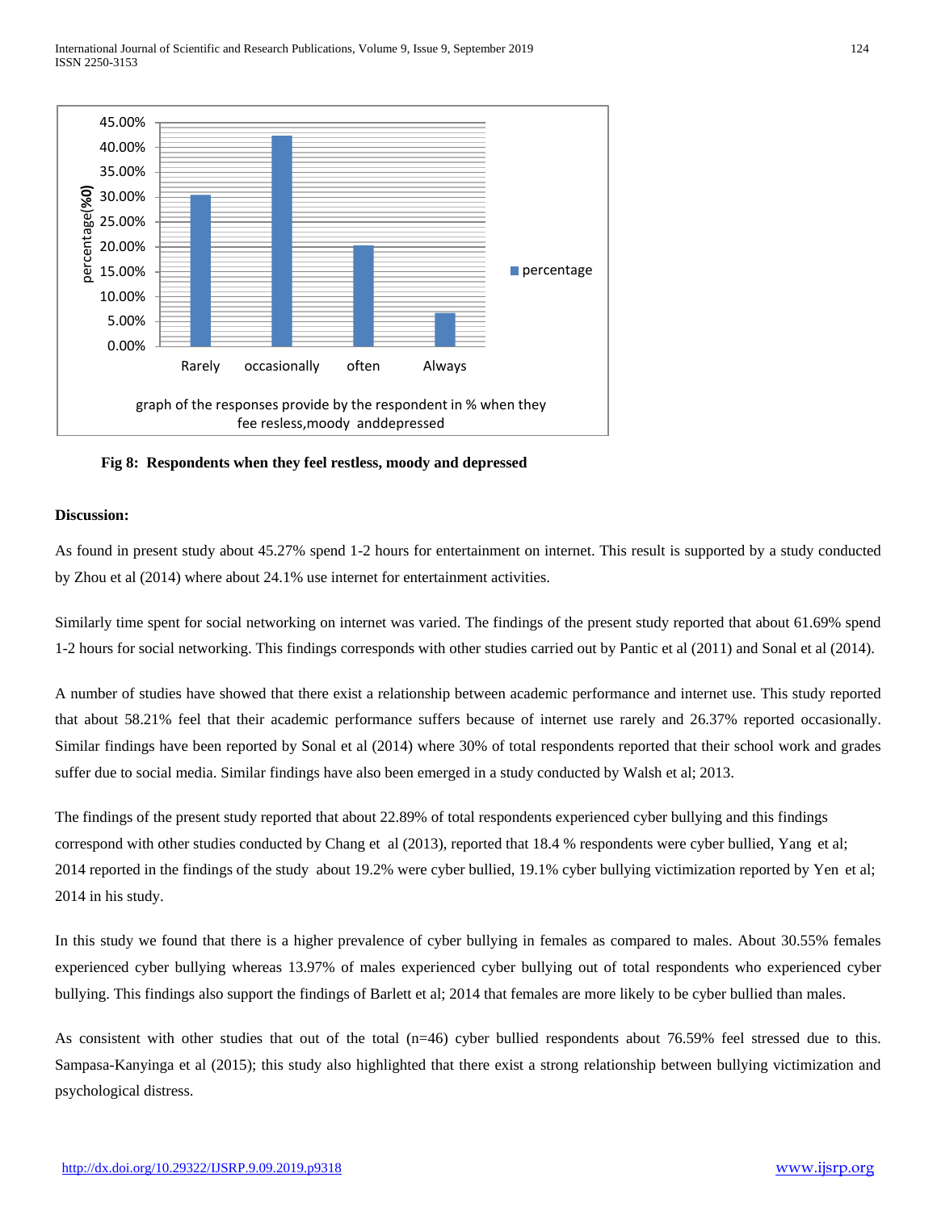Fig 8: **Respondents when they feel restless, moody and depressed**

**Discussion:**

As found in present study about 45.27% spend 1-2 hours for entertainment on internet. This result is supported by a study conducted by Zhou et al (2014) where about 24.1% use internet for entertainment activities.

Similarly time spent for social networking on internet was varied. The findings of the present study reported that about 61.69% spend 1-2 hours for social networking. This findings corresponds with other studies carried out by Pantic et al (2011) and Sonal et al (2014).

A number of studies have showed that there exist a relationship between academic performance and internet use. This study reported that about 58.21% feel that their academic performance suffers because of internet use rarely and 26.37% reported occasionally. Similar findings have been reported by Sonal et al (2014) where 30% of total respondents reported that their school work and grades suffer due to social media. Similar findings have also been emerged in a study conducted by Walsh et al; 2013.

The findings of the present study reported that about 22.89% of total respondents experienced cyber bullying and this findings correspond with other studies conducted by Chang et al (2013), reported that 18.4 % respondents were cyber bullied, Yang et al; 2014 reported in the findings of the study about 19.2% were cyber bullied, 19.1% cyber bullying victimization reported by Yen et al; 2014 in his study.

In this study we found that there is a higher prevalence of cyber bullying in females as compared to males. About 30.55% females experienced cyber bullying whereas 13.97% of males experienced cyber bullying out of total respondents who experienced cyber bullying. This findings also support the findings of Barlett et al; 2014 that females are more likely to be cyber bullied than males.

As consistent with other studies that out of the total (n=46) cyber bullied respondents about 76.59% feel stressed due to this. Sampasa-Kanyinga et al (2015); this study also highlighted that there exist a strong relationship between bullying victimization and psychological distress.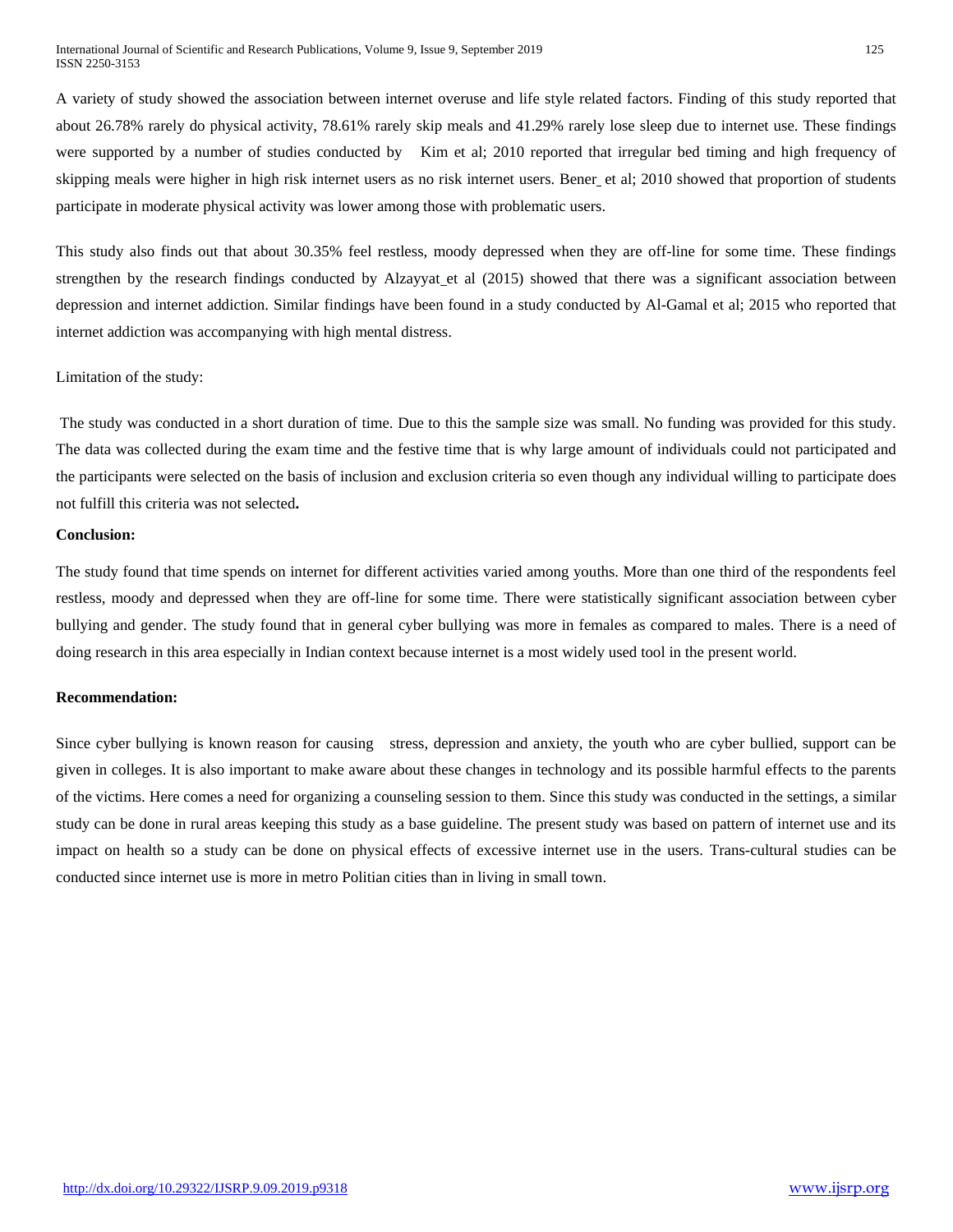A variety of study showed the association between internet overuse and life style related factors. Finding of this study reported that about 26.78% rarely do physical activity, 78.61% rarely skip meals and 41.29% rarely lose sleep due to internet use. These findings were supported by a number of studies conducted by Kim et al; 2010 reported that irregular bed timing and high frequency of skipping meals were higher in high risk internet users as no risk internet users. Bener_ et al; 2010 showed that proportion of students participate in moderate physical activity was lower among those with problematic users.

This study also finds out that about 30.35% feel restless, moody depressed when they are off-line for some time. These findings strengthen by the research findings conducted by Alzayyat_et al (2015) showed that there was a significant association between depression and internet addiction. Similar findings have been found in a study conducted by Al-Gamal et al; 2015 who reported that internet addiction was accompanying with high mental distress.

Limitation of the study:

The study was conducted in a short duration of time. Due to this the sample size was small. No funding was provided for this study. The data was collected during the exam time and the festive time that is why large amount of individuals could not participated and the participants were selected on the basis of inclusion and exclusion criteria so even though any individual willing to participate does not fulfill this criteria was not selected**.**

**Conclusion:**

The study found that time spends on internet for different activities varied among youths. More than one third of the respondents feel restless, moody and depressed when they are off-line for some time. There were statistically significant association between cyber bullying and gender. The study found that in general cyber bullying was more in females as compared to males. There is a need of doing research in this area especially in Indian context because internet is a most widely used tool in the present world.

**Recommendation:**

Since cyber bullying is known reason for causing stress, depression and anxiety, the youth who are cyber bullied, support can be given in colleges. It is also important to make aware about these changes in technology and its possible harmful effects to the parents of the victims. Here comes a need for organizing a counseling session to them. Since this study was conducted in the settings, a similar study can be done in rural areas keeping this study as a base guideline. The present study was based on pattern of internet use and its impact on health so a study can be done on physical effects of excessive internet use in the users. Trans-cultural studies can be conducted since internet use is more in metro Politian cities than in living in small town.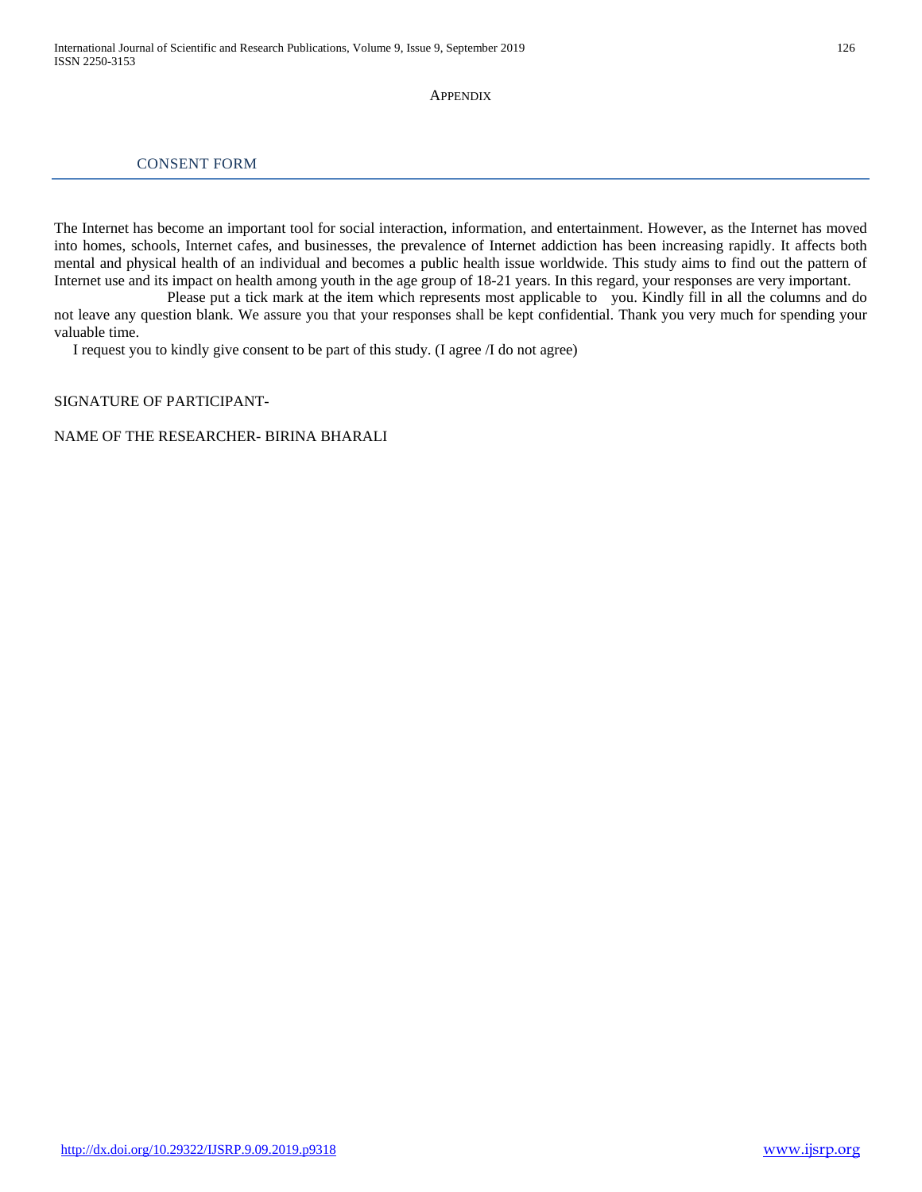# APPENDIX

## CONSENT FORM

The Internet has become an important tool for social interaction, information, and entertainment. However, as the Internet has moved into homes, schools, Internet cafes, and businesses, the prevalence of Internet addiction has been increasing rapidly. It affects both mental and physical health of an individual and becomes a public health issue worldwide. This study aims to find out the pattern of Internet use and its impact on health among youth in the age group of 18-21 years. In this regard, your responses are very important.

Please put a tick mark at the item which represents most applicable to you. Kindly fill in all the columns and do not leave any question blank. We assure you that your responses shall be kept confidential. Thank you very much for spending your valuable time.

I request you to kindly give consent to be part of this study. (I agree /I do not agree)

SIGNATURE OF PARTICIPANT-

NAME OF THE RESEARCHER- BIRINA BHARALI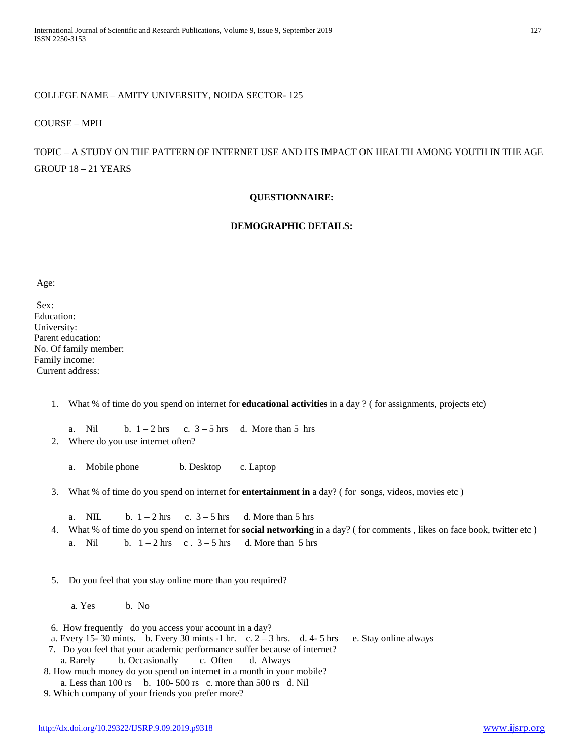COLLEGE NAME – AMITY UNIVERSITY, NOIDA SECTOR- 125

COURSE – MPH

TOPIC – A STUDY ON THE PATTERN OF INTERNET USE AND ITS IMPACT ON HEALTH AMONG YOUTH IN THE AGE GROUP 18 – 21 YEARS

**QUESTIONNAIRE:**

**DEMOGRAPHIC DETAILS:**

Age:

Sex:
Education:
University:
Parent education:
No. Of family member:
Family income:
Current address:

1. What % of time do you spend on internet for **educational activities** in a day ? ( for assignments, projects etc)

   a. Nil b. 1 – 2 hrs c. 3 – 5 hrs d. More than 5 hrs

2. Where do you use internet often?

   a. Mobile phone b. Desktop c. Laptop

3. What % of time do you spend on internet for **entertainment in** a day? ( for songs, videos, movies etc )

   a. NIL b. 1 – 2 hrs c. 3 – 5 hrs d. More than 5 hrs

4. What % of time do you spend on internet for **social networking** in a day? ( for comments , likes on face book, twitter etc )

   a. Nil b. 1 – 2 hrs c . 3 – 5 hrs d. More than 5 hrs

5. Do you feel that you stay online more than you required?

   a. Yes b. No

6. How frequently do you access your account in a day?

   a. Every 15- 30 mints. b. Every 30 mints -1 hr. c. 2 – 3 hrs. d. 4- 5 hrs e. Stay online always

7. Do you feel that your academic performance suffer because of internet?

   a. Rarely b. Occasionally c. Often d. Always

8. How much money do you spend on internet in a month in your mobile?

   a. Less than 100 rs b. 100- 500 rs c. more than 500 rs d. Nil

9. Which company of your friends you prefer more?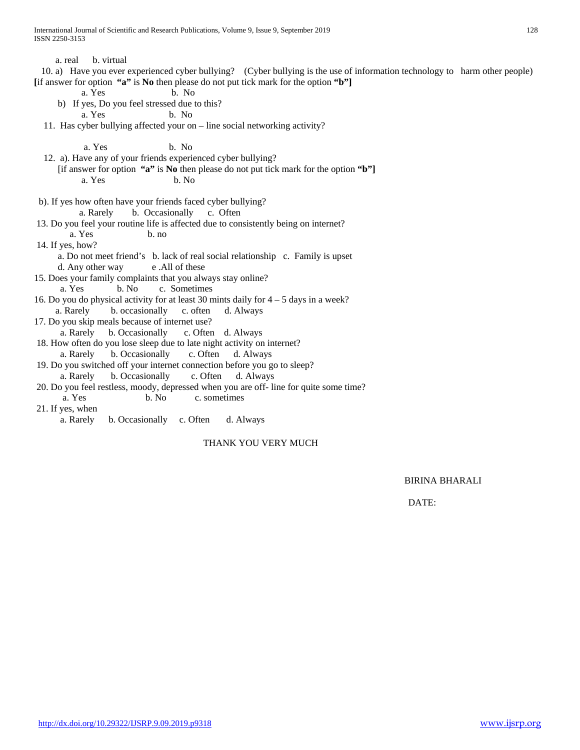a. real  b. virtual

10. a) Have you ever experienced cyber bullying? (Cyber bullying is the use of information technology to harm other people) **[**if answer for option **"a"** is **No** then please do not put tick mark for the option **"b"]**

a. Yes  b. No

b) If yes, Do you feel stressed due to this?

a. Yes  b. No

11. Has cyber bullying affected your on – line social networking activity?

a. Yes  b. No

12. a). Have any of your friends experienced cyber bullying?

[if answer for option **"a"** is **No** then please do not put tick mark for the option **"b"]**

a. Yes  b. No

b). If yes how often have your friends faced cyber bullying?

a. Rarely  b. Occasionally  c. Often

13. Do you feel your routine life is affected due to consistently being on internet?

a. Yes  b. no

14. If yes, how?

a. Do not meet friend's  b. lack of real social relationship  c. Family is upset

d. Any other way  e .All of these

15. Does your family complaints that you always stay online?

a. Yes  b. No  c. Sometimes

16. Do you do physical activity for at least 30 mints daily for 4 – 5 days in a week?

a. Rarely  b. occasionally  c. often  d. Always

17. Do you skip meals because of internet use?

a. Rarely  b. Occasionally  c. Often  d. Always

18. How often do you lose sleep due to late night activity on internet?

a. Rarely  b. Occasionally  c. Often  d. Always

19. Do you switched off your internet connection before you go to sleep?

a. Rarely  b. Occasionally  c. Often  d. Always

20. Do you feel restless, moody, depressed when you are off- line for quite some time?

a. Yes  b. No  c. sometimes

21. If yes, when

a. Rarely  b. Occasionally  c. Often  d. Always

THANK YOU VERY MUCH

BIRINA BHARALI

DATE: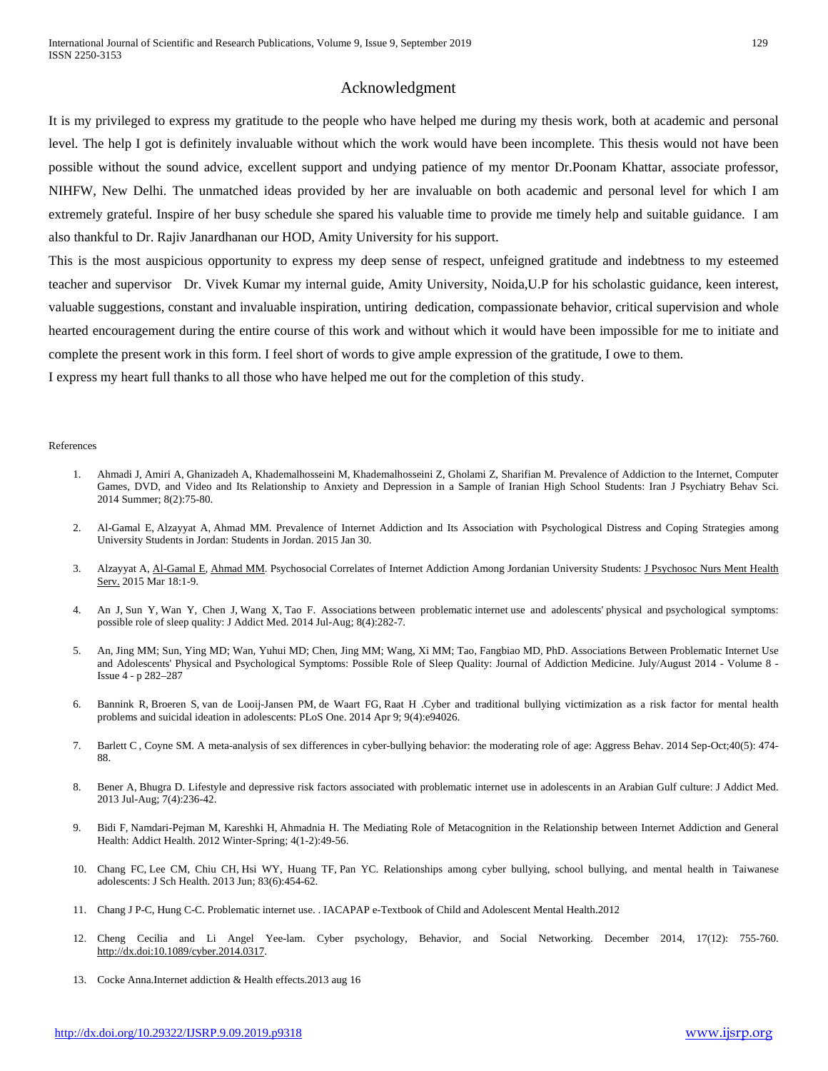## Acknowledgment

It is my privileged to express my gratitude to the people who have helped me during my thesis work, both at academic and personal level. The help I got is definitely invaluable without which the work would have been incomplete. This thesis would not have been possible without the sound advice, excellent support and undying patience of my mentor Dr.Poonam Khattar, associate professor, NIHFW, New Delhi. The unmatched ideas provided by her are invaluable on both academic and personal level for which I am extremely grateful. Inspire of her busy schedule she spared his valuable time to provide me timely help and suitable guidance. I am also thankful to Dr. Rajiv Janardhanan our HOD, Amity University for his support.

This is the most auspicious opportunity to express my deep sense of respect, unfeigned gratitude and indebtness to my esteemed teacher and supervisor Dr. Vivek Kumar my internal guide, Amity University, Noida,U.P for his scholastic guidance, keen interest, valuable suggestions, constant and invaluable inspiration, untiring dedication, compassionate behavior, critical supervision and whole hearted encouragement during the entire course of this work and without which it would have been impossible for me to initiate and complete the present work in this form. I feel short of words to give ample expression of the gratitude, I owe to them.

I express my heart full thanks to all those who have helped me out for the completion of this study.

References

1. Ahmadi J, Amiri A, Ghanizadeh A, Khademalhosseini M, Khademalhosseini Z, Gholami Z, Sharifian M. Prevalence of Addiction to the Internet, Computer Games, DVD, and Video and Its Relationship to Anxiety and Depression in a Sample of Iranian High School Students: Iran J Psychiatry Behav Sci. 2014 Summer; 8(2):75-80.

2. Al-Gamal E, Alzayyat A, Ahmad MM. Prevalence of Internet Addiction and Its Association with Psychological Distress and Coping Strategies among University Students in Jordan: Students in Jordan. 2015 Jan 30.

3. Alzayyat A, Al-Gamal E, Ahmad MM. Psychosocial Correlates of Internet Addiction Among Jordanian University Students: J Psychosoc Nurs Ment Health Serv. 2015 Mar 18:1-9.

4. An J, Sun Y, Wan Y, Chen J, Wang X, Tao F. Associations between problematic internet use and adolescents' physical and psychological symptoms: possible role of sleep quality: J Addict Med. 2014 Jul-Aug; 8(4):282-7.

5. An, Jing MM; Sun, Ying MD; Wan, Yuhui MD; Chen, Jing MM; Wang, Xi MM; Tao, Fangbiao MD, PhD. Associations Between Problematic Internet Use and Adolescents' Physical and Psychological Symptoms: Possible Role of Sleep Quality: Journal of Addiction Medicine. July/August 2014 - Volume 8 - Issue 4 - p 282–287

6. Bannink R, Broeren S, van de Looij-Jansen PM, de Waart FG, Raat H .Cyber and traditional bullying victimization as a risk factor for mental health problems and suicidal ideation in adolescents: PLoS One. 2014 Apr 9; 9(4):e94026.

7. Barlett C , Coyne SM. A meta-analysis of sex differences in cyber-bullying behavior: the moderating role of age: Aggress Behav. 2014 Sep-Oct;40(5): 474-88.

8. Bener A, Bhugra D. Lifestyle and depressive risk factors associated with problematic internet use in adolescents in an Arabian Gulf culture: J Addict Med. 2013 Jul-Aug; 7(4):236-42.

9. Bidi F, Namdari-Pejman M, Kareshki H, Ahmadnia H. The Mediating Role of Metacognition in the Relationship between Internet Addiction and General Health: Addict Health. 2012 Winter-Spring; 4(1-2):49-56.

10. Chang FC, Lee CM, Chiu CH, Hsi WY, Huang TF, Pan YC. Relationships among cyber bullying, school bullying, and mental health in Taiwanese adolescents: J Sch Health. 2013 Jun; 83(6):454-62.

11. Chang J P-C, Hung C-C. Problematic internet use. . IACAPAP e-Textbook of Child and Adolescent Mental Health.2012

12. Cheng Cecilia and Li Angel Yee-lam. Cyber psychology, Behavior, and Social Networking. December 2014, 17(12): 755-760. http://dx.doi:10.1089/cyber.2014.0317.

13. Cocke Anna.Internet addiction & Health effects.2013 aug 16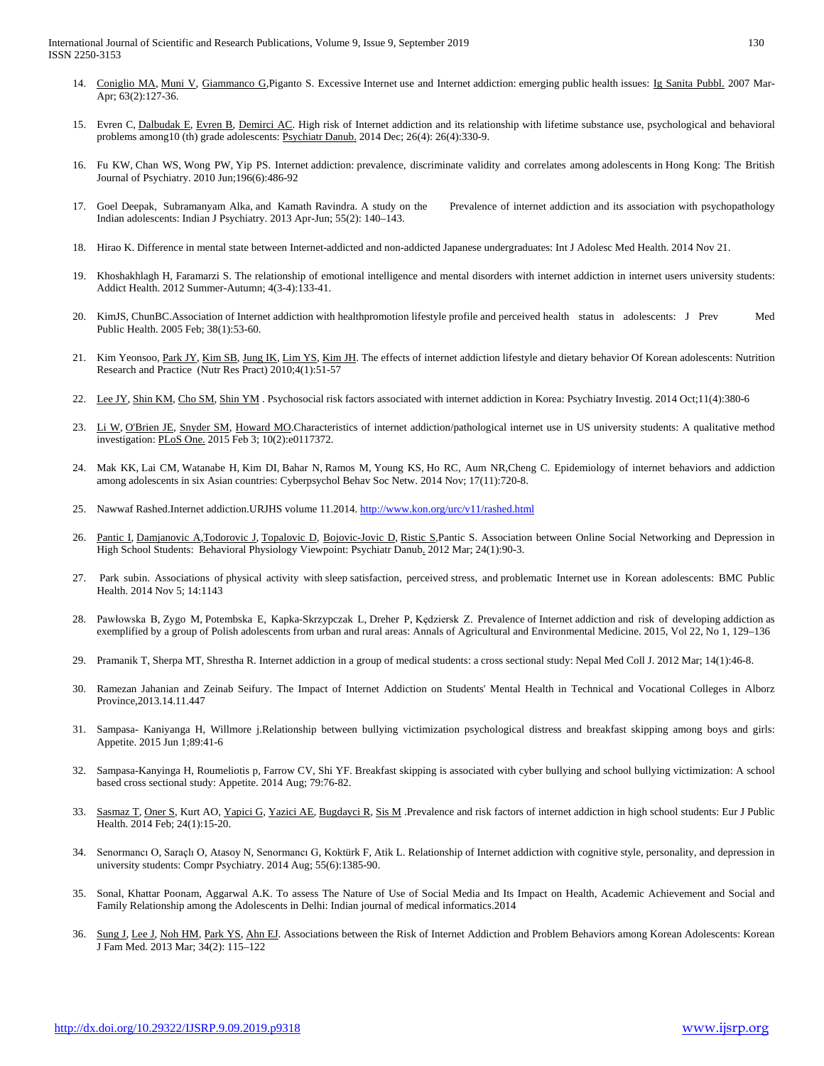14. Coniglio MA, Muni V, Giammanco G,Piganto S. Excessive Internet use and Internet addiction: emerging public health issues: Ig Sanita Pubbl. 2007 Mar-Apr; 63(2):127-36.

15. Evren C, Dalbudak E, Evren B, Demirci AC. High risk of Internet addiction and its relationship with lifetime substance use, psychological and behavioral problems among10 (th) grade adolescents: Psychiatr Danub. 2014 Dec; 26(4): 26(4):330-9.

16. Fu KW, Chan WS, Wong PW, Yip PS. Internet addiction: prevalence, discriminate validity and correlates among adolescents in Hong Kong: The British Journal of Psychiatry. 2010 Jun;196(6):486-92

17. Goel Deepak, Subramanyam Alka, and Kamath Ravindra. A study on the Prevalence of internet addiction and its association with psychopathology Indian adolescents: Indian J Psychiatry. 2013 Apr-Jun; 55(2): 140–143.

18. Hirao K. Difference in mental state between Internet-addicted and non-addicted Japanese undergraduates: Int J Adolesc Med Health. 2014 Nov 21.

19. Khoshakhlagh H, Faramarzi S. The relationship of emotional intelligence and mental disorders with internet addiction in internet users university students: Addict Health. 2012 Summer-Autumn; 4(3-4):133-41.

20. KimJS, ChunBC.Association of Internet addiction with healthpromotion lifestyle profile and perceived health status in adolescents: J Prev Med Public Health. 2005 Feb; 38(1):53-60.

21. Kim Yeonsoo, Park JY, Kim SB, Jung IK, Lim YS, Kim JH. The effects of internet addiction lifestyle and dietary behavior Of Korean adolescents: Nutrition Research and Practice (Nutr Res Pract) 2010;4(1):51-57

22. Lee JY, Shin KM, Cho SM, Shin YM . Psychosocial risk factors associated with internet addiction in Korea: Psychiatry Investig. 2014 Oct;11(4):380-6

23. Li W, O'Brien JE, Snyder SM, Howard MO.Characteristics of internet addiction/pathological internet use in US university students: A qualitative method investigation: PLoS One. 2015 Feb 3; 10(2):e0117372.

24. Mak KK, Lai CM, Watanabe H, Kim DI, Bahar N, Ramos M, Young KS, Ho RC, Aum NR,Cheng C. Epidemiology of internet behaviors and addiction among adolescents in six Asian countries: Cyberpsychol Behav Soc Netw. 2014 Nov; 17(11):720-8.

25. Nawwaf Rashed.Internet addiction.URJHS volume 11.2014. http://www.kon.org/urc/v11/rashed.html

26. Pantic I, Damjanovic A,Todorovic J, Topalovic D, Bojovic-Jovic D, Ristic S,Pantic S. Association between Online Social Networking and Depression in High School Students: Behavioral Physiology Viewpoint: Psychiatr Danub. 2012 Mar; 24(1):90-3.

27. Park subin. Associations of physical activity with sleep satisfaction, perceived stress, and problematic Internet use in Korean adolescents: BMC Public Health. 2014 Nov 5; 14:1143

28. Pawłowska B, Zygo M, Potembska E, Kapka-Skrzypczak L, Dreher P, Kędziersk Z. Prevalence of Internet addiction and risk of developing addiction as exemplified by a group of Polish adolescents from urban and rural areas: Annals of Agricultural and Environmental Medicine. 2015, Vol 22, No 1, 129–136

29. Pramanik T, Sherpa MT, Shrestha R. Internet addiction in a group of medical students: a cross sectional study: Nepal Med Coll J. 2012 Mar; 14(1):46-8.

30. Ramezan Jahanian and Zeinab Seifury. The Impact of Internet Addiction on Students' Mental Health in Technical and Vocational Colleges in Alborz Province,2013.14.11.447

31. Sampasa- Kaniyanga H, Willmore j.Relationship between bullying victimization psychological distress and breakfast skipping among boys and girls: Appetite. 2015 Jun 1;89:41-6

32. Sampasa-Kanyinga H, Roumeliotis p, Farrow CV, Shi YF. Breakfast skipping is associated with cyber bullying and school bullying victimization: A school based cross sectional study: Appetite. 2014 Aug; 79:76-82.

33. Sasmaz T, Oner S, Kurt AO, Yapici G, Yazici AE, Bugdayci R, Sis M .Prevalence and risk factors of internet addiction in high school students: Eur J Public Health. 2014 Feb; 24(1):15-20.

34. Senormancı O, Saraçlı O, Atasoy N, Senormancı G, Koktürk F, Atik L. Relationship of Internet addiction with cognitive style, personality, and depression in university students: Compr Psychiatry. 2014 Aug; 55(6):1385-90.

35. Sonal, Khattar Poonam, Aggarwal A.K. To assess The Nature of Use of Social Media and Its Impact on Health, Academic Achievement and Social and Family Relationship among the Adolescents in Delhi: Indian journal of medical informatics.2014

36. Sung J, Lee J, Noh HM, Park YS, Ahn EJ. Associations between the Risk of Internet Addiction and Problem Behaviors among Korean Adolescents: Korean J Fam Med. 2013 Mar; 34(2): 115–122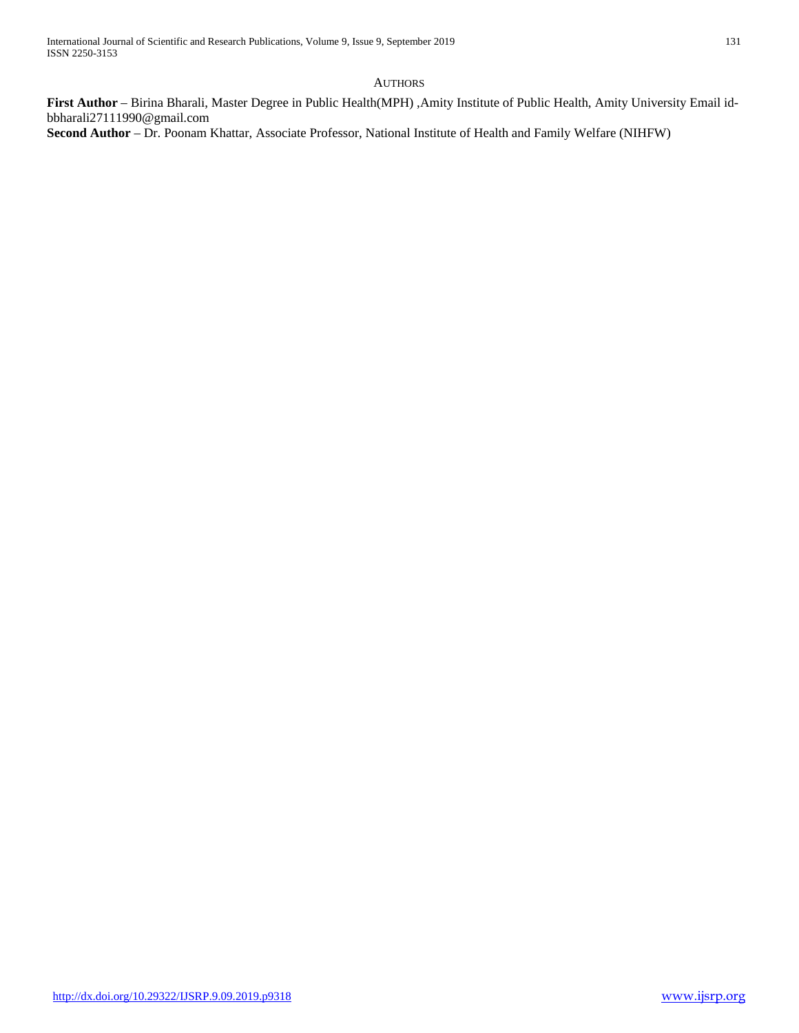## AUTHORS

**First Author** – Birina Bharali, Master Degree in Public Health(MPH) ,Amity Institute of Public Health, Amity University Email id-bbharali27111990@gmail.com

**Second Author** – Dr. Poonam Khattar, Associate Professor, National Institute of Health and Family Welfare (NIHFW)